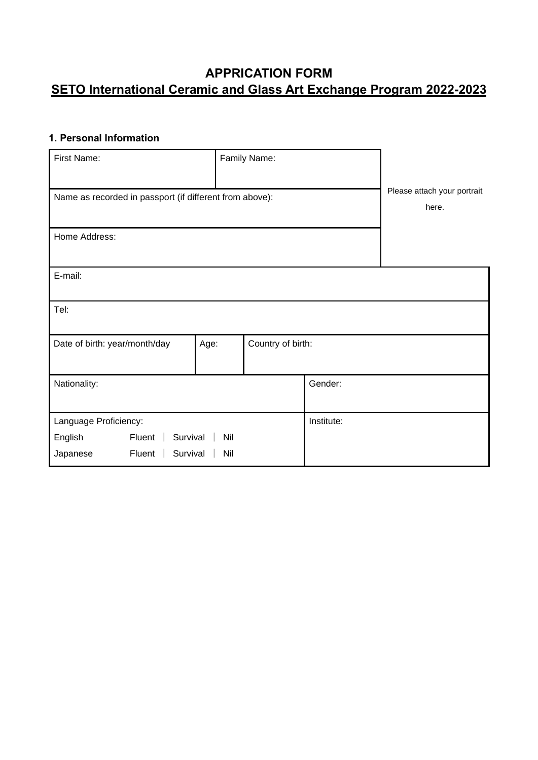# APPRICATION FORM

## SETO International Ceramic and Glass Art Exchange Program 2022-2023

### 1. Personal Information

| | | | | |
|---|---|---|---|---|
| First Name: | | Family Name: | | Please attach your portrait here. |
| Name as recorded in passport (if different from above): | | | | |
| Home Address: | | | | |
| E-mail: | | | | |
| Tel: | | | | |
| Date of birth: year/month/day | Age: | Country of birth: | | |
| Nationality: | | | Gender: | |
| Language Proficiency:<br>English Fluent ｜ Survival ｜ Nil<br>Japanese Fluent ｜ Survival ｜ Nil | | | Institute: | |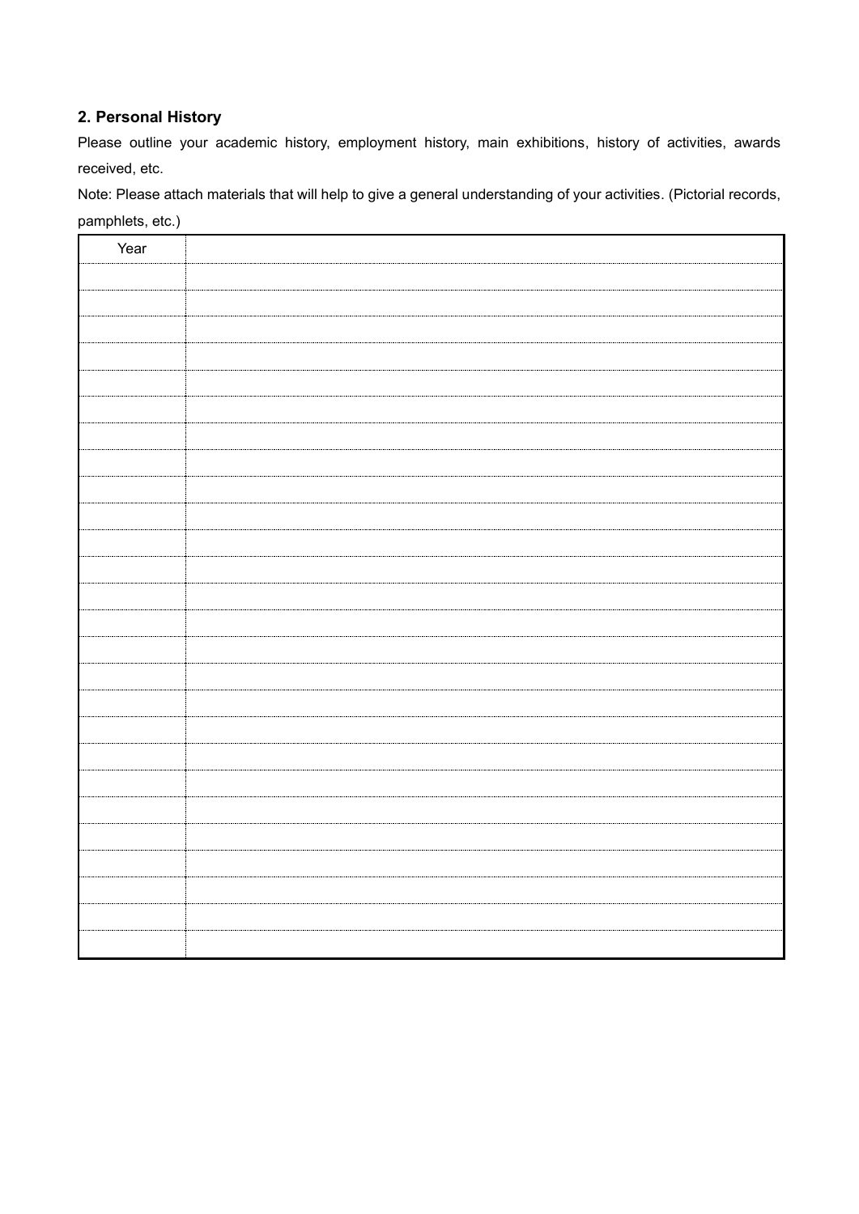## 2. Personal History

Please outline your academic history, employment history, main exhibitions, history of activities, awards received, etc.

Note: Please attach materials that will help to give a general understanding of your activities. (Pictorial records, pamphlets, etc.)

| Year | |
|---|---|
| | |
| | |
| | |
| | |
| | |
| | |
| | |
| | |
| | |
| | |
| | |
| | |
| | |
| | |
| | |
| | |
| | |
| | |
| | |
| | |
| | |
| | |
| | |
| | |
| | |
| | |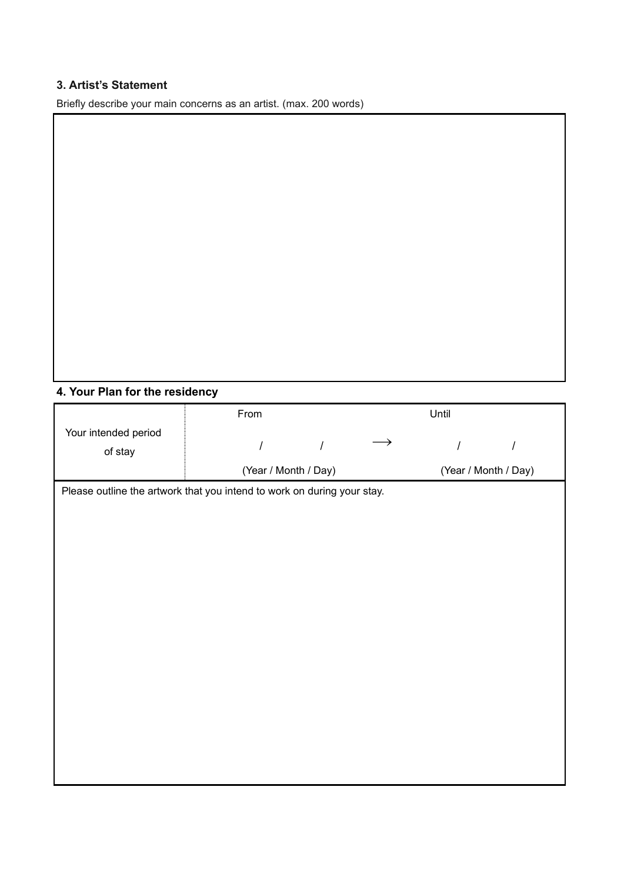### 3. Artist's Statement

Briefly describe your main concerns as an artist. (max. 200 words)

|  |
| --- |
|  |

### 4. Your Plan for the residency

| Your intended period of stay | From | | Until |
| --- | --- | --- | --- |
|  | / / | ⟶ | / / |
|  | (Year / Month / Day) | | (Year / Month / Day) |

Please outline the artwork that you intend to work on during your stay.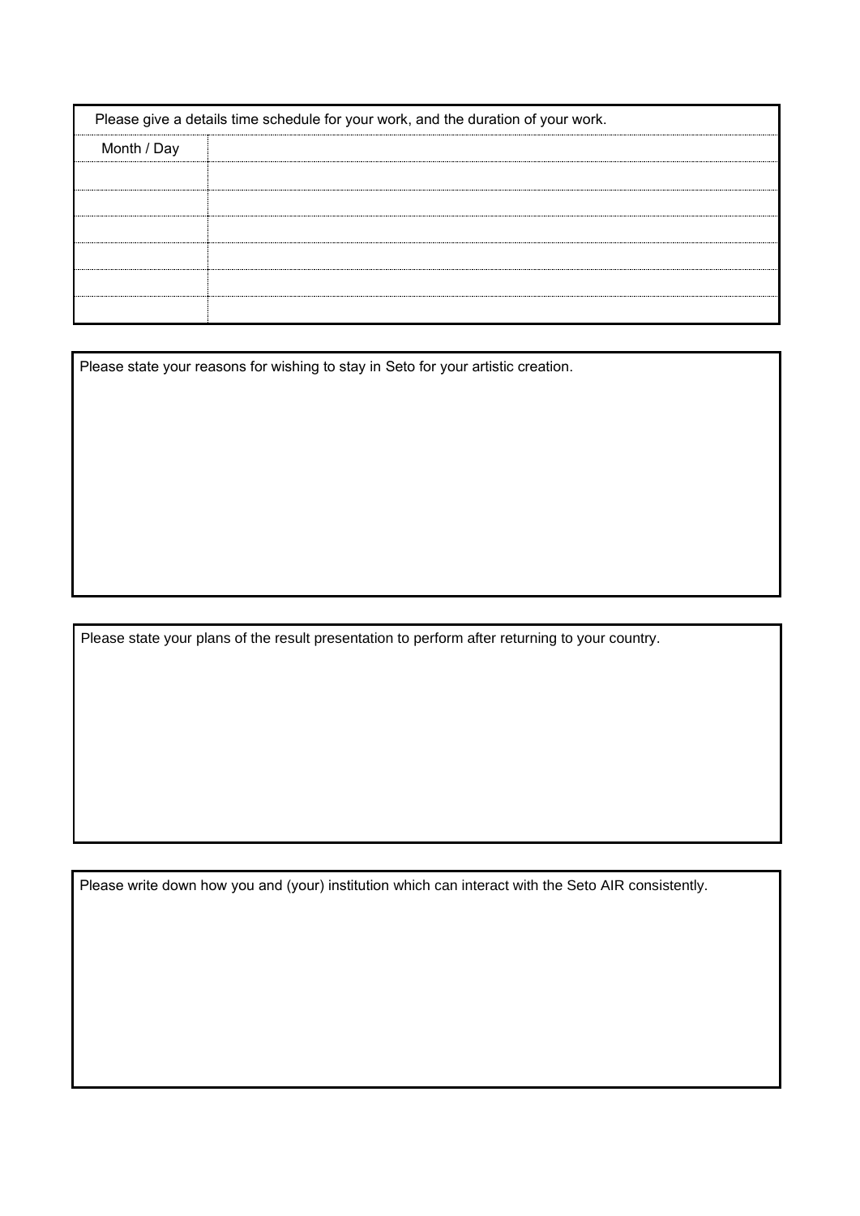Please give a details time schedule for your work, and the duration of your work.

| Month / Day | |
|---|---|
| | |
| | |
| | |
| | |
| | |
| | |

Please state your reasons for wishing to stay in Seto for your artistic creation.

Please state your plans of the result presentation to perform after returning to your country.

Please write down how you and (your) institution which can interact with the Seto AIR consistently.